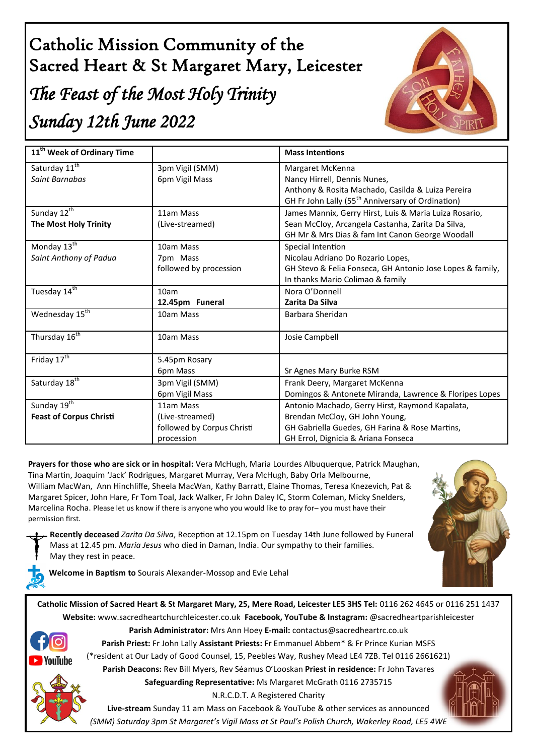# Catholic Mission Community of the Sacred Heart & St Margaret Mary, Leicester

## *The Feast of the Most Holy Trinity*

## *Sunday 12th June 2022*

| 11th Week of Ordinary Time | | Mass Intentions |
|---|---|---|
| Saturday 11th<br>*Saint Barnabas* | 3pm Vigil (SMM)<br>6pm Vigil Mass | Margaret McKenna<br>Nancy Hirrell, Dennis Nunes,<br>Anthony & Rosita Machado, Casilda & Luiza Pereira<br>GH Fr John Lally (55th Anniversary of Ordination) |
| Sunday 12th<br>**The Most Holy Trinity** | 11am Mass<br>(Live-streamed) | James Mannix, Gerry Hirst, Luis & Maria Luiza Rosario,<br>Sean McCloy, Arcangela Castanha, Zarita Da Silva,<br>GH Mr & Mrs Dias & fam Int Canon George Woodall |
| Monday 13th<br>*Saint Anthony of Padua* | 10am Mass<br>7pm Mass<br>followed by procession | Special Intention<br>Nicolau Adriano Do Rozario Lopes,<br>GH Stevo & Felia Fonseca, GH Antonio Jose Lopes & family,<br>In thanks Mario Colimao & family |
| Tuesday 14th | 10am<br>**12.45pm Funeral** | Nora O'Donnell<br>**Zarita Da Silva** |
| Wednesday 15th | 10am Mass | Barbara Sheridan |
| Thursday 16th | 10am Mass | Josie Campbell |
| Friday 17th | 5.45pm Rosary<br>6pm Mass | <br>Sr Agnes Mary Burke RSM |
| Saturday 18th | 3pm Vigil (SMM)<br>6pm Vigil Mass | Frank Deery, Margaret McKenna<br>Domingos & Antonete Miranda, Lawrence & Floripes Lopes |
| Sunday 19th<br>**Feast of Corpus Christi** | 11am Mass<br>(Live-streamed)<br>followed by Corpus Christi procession | Antonio Machado, Gerry Hirst, Raymond Kapalata,<br>Brendan McCloy, GH John Young,<br>GH Gabriella Guedes, GH Farina & Rose Martins,<br>GH Errol, Dignicia & Ariana Fonseca |

**Prayers for those who are sick or in hospital:** Vera McHugh, Maria Lourdes Albuquerque, Patrick Maughan, Tina Martin, Joaquim 'Jack' Rodrigues, Margaret Murray, Vera McHugh, Baby Orla Melbourne, William MacWan, Ann Hinchliffe, Sheela MacWan, Kathy Barratt, Elaine Thomas, Teresa Knezevich, Pat & Margaret Spicer, John Hare, Fr Tom Toal, Jack Walker, Fr John Daley IC, Storm Coleman, Micky Snelders, Marcelina Rocha. Please let us know if there is anyone who you would like to pray for– you must have their permission first.

**Recently deceased** *Zarita Da Silva*, Reception at 12.15pm on Tuesday 14th June followed by Funeral Mass at 12.45 pm. *Maria Jesus* who died in Daman, India. Our sympathy to their families. May they rest in peace.

**Welcome in Baptism to** Sourais Alexander-Mossop and Evie Lehal

**Catholic Mission of Sacred Heart & St Margaret Mary, 25, Mere Road, Leicester LE5 3HS Tel:** 0116 262 4645 or 0116 251 1437
**Website:** www.sacredheartchurchleicester.co.uk **Facebook, YouTube & Instagram:** @sacredheartparishleicester
**Parish Administrator:** Mrs Ann Hoey **E-mail:** contactus@sacredheartrc.co.uk
**Parish Priest:** Fr John Lally **Assistant Priests:** Fr Emmanuel Abbem* & Fr Prince Kurian MSFS
(*resident at Our Lady of Good Counsel, 15, Peebles Way, Rushey Mead LE4 7ZB. Tel 0116 2661621)
**Parish Deacons:** Rev Bill Myers, Rev Séamus O'Looskan **Priest in residence:** Fr John Tavares
**Safeguarding Representative:** Ms Margaret McGrath 0116 2735715
N.R.C.D.T. A Registered Charity
**Live-stream** Sunday 11 am Mass on Facebook & YouTube & other services as announced
*(SMM) Saturday 3pm St Margaret's Vigil Mass at St Paul's Polish Church, Wakerley Road, LE5 4WE*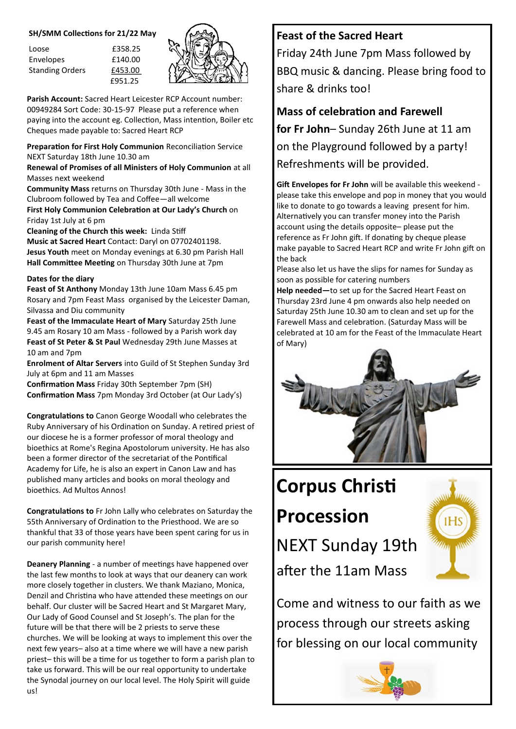**SH/SMM Collections for 21/22 May**

| | |
|---|---|
| Loose | £358.25 |
| Envelopes | £140.00 |
| Standing Orders | £453.00 |
| | £951.25 |

**Parish Account:** Sacred Heart Leicester RCP Account number: 00949284 Sort Code: 30-15-97 Please put a reference when paying into the account eg. Collection, Mass intention, Boiler etc Cheques made payable to: Sacred Heart RCP

**Preparation for First Holy Communion** Reconciliation Service NEXT Saturday 18th June 10.30 am

**Renewal of Promises of all Ministers of Holy Communion** at all Masses next weekend

**Community Mass** returns on Thursday 30th June - Mass in the Clubroom followed by Tea and Coffee—all welcome

**First Holy Communion Celebration at Our Lady's Church** on Friday 1st July at 6 pm

**Cleaning of the Church this week:** Linda Stiff

**Music at Sacred Heart** Contact: Daryl on 07702401198.

**Jesus Youth** meet on Monday evenings at 6.30 pm Parish Hall

**Hall Committee Meeting** on Thursday 30th June at 7pm

**Dates for the diary**

**Feast of St Anthony** Monday 13th June 10am Mass 6.45 pm Rosary and 7pm Feast Mass organised by the Leicester Daman, Silvassa and Diu community

**Feast of the Immaculate Heart of Mary** Saturday 25th June 9.45 am Rosary 10 am Mass - followed by a Parish work day

**Feast of St Peter & St Paul** Wednesday 29th June Masses at 10 am and 7pm

**Enrolment of Altar Servers** into Guild of St Stephen Sunday 3rd July at 6pm and 11 am Masses

**Confirmation Mass** Friday 30th September 7pm (SH)

**Confirmation Mass** 7pm Monday 3rd October (at Our Lady's)

**Congratulations to** Canon George Woodall who celebrates the Ruby Anniversary of his Ordination on Sunday. A retired priest of our diocese he is a former professor of moral theology and bioethics at Rome's Regina Apostolorum university. He has also been a former director of the secretariat of the Pontifical Academy for Life, he is also an expert in Canon Law and has published many articles and books on moral theology and bioethics. Ad Multos Annos!

**Congratulations to** Fr John Lally who celebrates on Saturday the 55th Anniversary of Ordination to the Priesthood. We are so thankful that 33 of those years have been spent caring for us in our parish community here!

**Deanery Planning** - a number of meetings have happened over the last few months to look at ways that our deanery can work more closely together in clusters. We thank Maziano, Monica, Denzil and Christina who have attended these meetings on our behalf. Our cluster will be Sacred Heart and St Margaret Mary, Our Lady of Good Counsel and St Joseph's. The plan for the future will be that there will be 2 priests to serve these churches. We will be looking at ways to implement this over the next few years– also at a time where we will have a new parish priest– this will be a time for us together to form a parish plan to take us forward. This will be our real opportunity to undertake the Synodal journey on our local level. The Holy Spirit will guide us!

## Feast of the Sacred Heart

Friday 24th June 7pm Mass followed by BBQ music & dancing. Please bring food to share & drinks too!

## Mass of celebration and Farewell for Fr John

Sunday 26th June at 11 am on the Playground followed by a party! Refreshments will be provided.

**Gift Envelopes for Fr John** will be available this weekend - please take this envelope and pop in money that you would like to donate to go towards a leaving present for him. Alternatively you can transfer money into the Parish account using the details opposite– please put the reference as Fr John gift. If donating by cheque please make payable to Sacred Heart RCP and write Fr John gift on the back

Please also let us have the slips for names for Sunday as soon as possible for catering numbers

**Help needed—**to set up for the Sacred Heart Feast on Thursday 23rd June 4 pm onwards also help needed on Saturday 25th June 10.30 am to clean and set up for the Farewell Mass and celebration. (Saturday Mass will be celebrated at 10 am for the Feast of the Immaculate Heart of Mary)

# Corpus Christi Procession

NEXT Sunday 19th

after the 11am Mass

Come and witness to our faith as we process through our streets asking for blessing on our local community